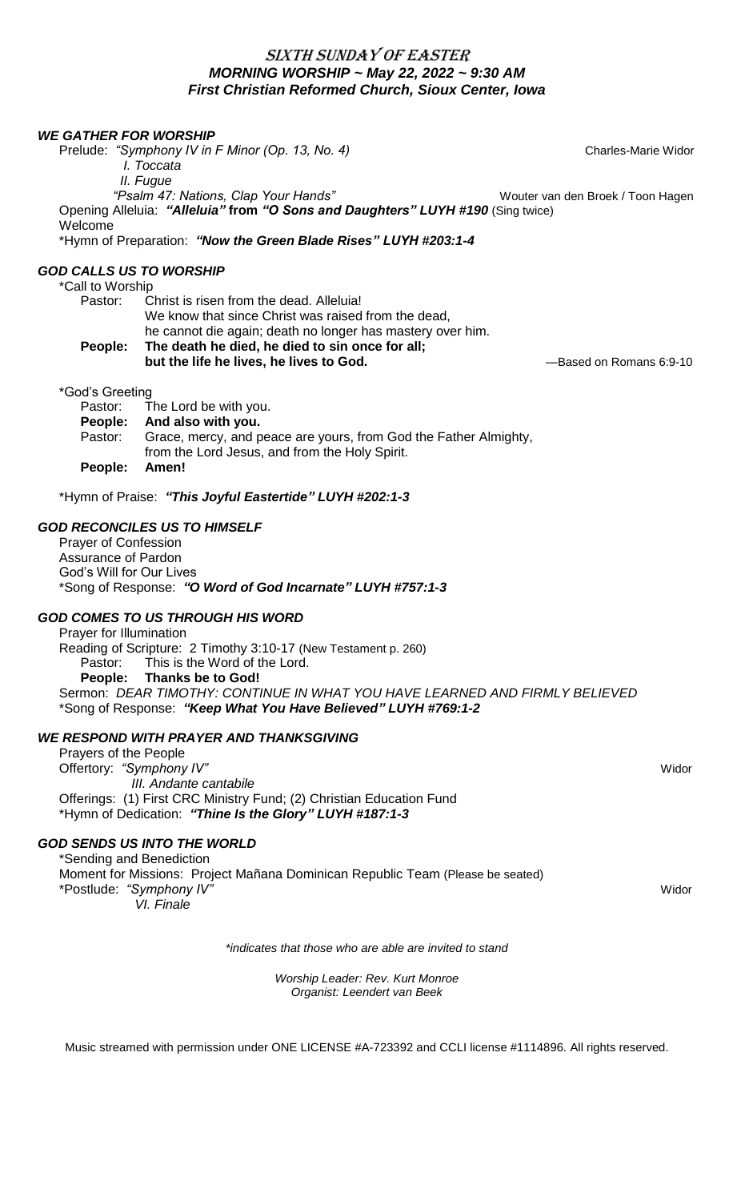# SIXTH SUNDAY OF EASTER

***MORNING WORSHIP ~ May 22, 2022 ~ 9:30 AM***

***First Christian Reformed Church, Sioux Center, Iowa***

### *WE GATHER FOR WORSHIP*

Prelude: *"Symphony IV in F Minor (Op. 13, No. 4)* — Charles-Marie Widor

*I. Toccata*

*II. Fugue*

*"Psalm 47: Nations, Clap Your Hands"* — Wouter van den Broek / Toon Hagen

Opening Alleluia: ***"Alleluia"* from *"O Sons and Daughters" LUYH #190*** (Sing twice)

Welcome

*Hymn of Preparation: ***"Now the Green Blade Rises" LUYH #203:1-4***

### *GOD CALLS US TO WORSHIP*

*Call to Worship

Pastor: Christ is risen from the dead. Alleluia!
We know that since Christ was raised from the dead,
he cannot die again; death no longer has mastery over him.

**People: The death he died, he died to sin once for all;
but the life he lives, he lives to God.** —Based on Romans 6:9-10

*God's Greeting

Pastor: The Lord be with you.

**People: And also with you.**

Pastor: Grace, mercy, and peace are yours, from God the Father Almighty,
from the Lord Jesus, and from the Holy Spirit.

**People: Amen!**

*Hymn of Praise: ***"This Joyful Eastertide" LUYH #202:1-3***

### *GOD RECONCILES US TO HIMSELF*

Prayer of Confession

Assurance of Pardon

God's Will for Our Lives

*Song of Response: ***"O Word of God Incarnate" LUYH #757:1-3***

### *GOD COMES TO US THROUGH HIS WORD*

Prayer for Illumination

Reading of Scripture: 2 Timothy 3:10-17 (New Testament p. 260)

Pastor: This is the Word of the Lord.

**People: Thanks be to God!**

Sermon: *DEAR TIMOTHY: CONTINUE IN WHAT YOU HAVE LEARNED AND FIRMLY BELIEVED*

*Song of Response: ***"Keep What You Have Believed" LUYH #769:1-2***

### *WE RESPOND WITH PRAYER AND THANKSGIVING*

Prayers of the People

Offertory: *"Symphony IV"* — Widor

*III. Andante cantabile*

Offerings: (1) First CRC Ministry Fund; (2) Christian Education Fund

*Hymn of Dedication: ***"Thine Is the Glory" LUYH #187:1-3***

### *GOD SENDS US INTO THE WORLD*

*Sending and Benediction

Moment for Missions: Project Mañana Dominican Republic Team (Please be seated)

*Postlude: *"Symphony IV"* — Widor

*VI. Finale*

*\*indicates that those who are able are invited to stand*

*Worship Leader: Rev. Kurt Monroe*

*Organist: Leendert van Beek*

Music streamed with permission under ONE LICENSE #A-723392 and CCLI license #1114896. All rights reserved.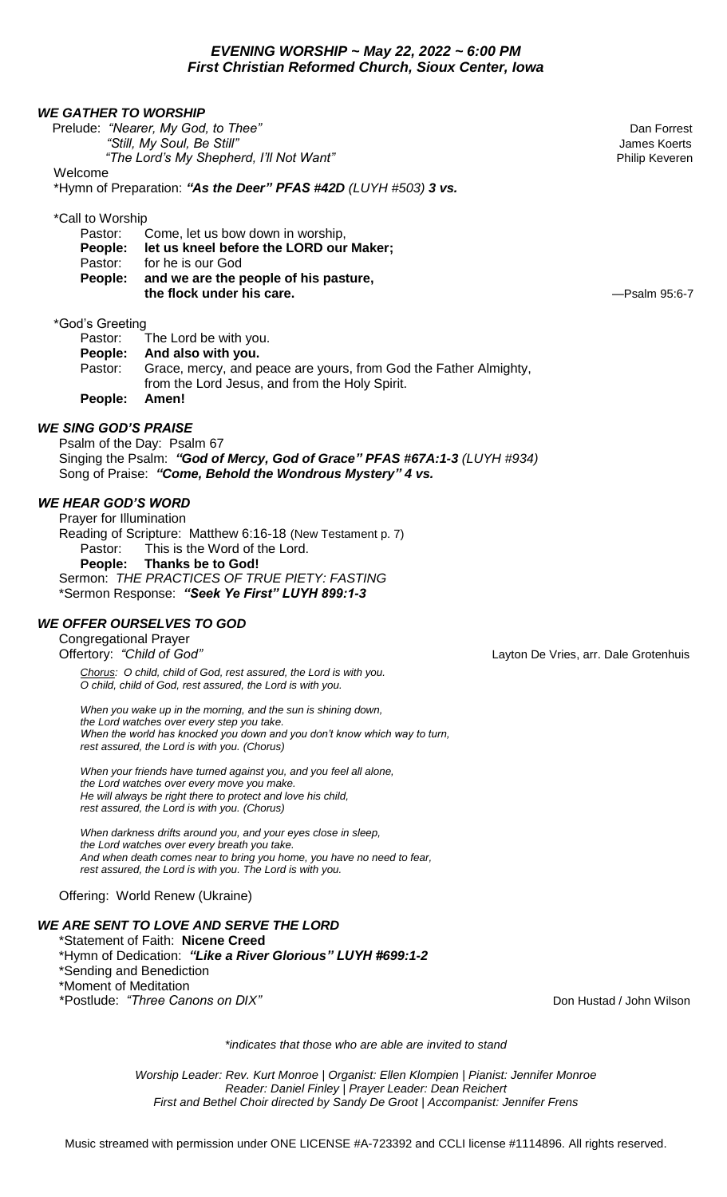***EVENING WORSHIP ~ May 22, 2022 ~ 6:00 PM***
***First Christian Reformed Church, Sioux Center, Iowa***

## *WE GATHER TO WORSHIP*

Prelude: *"Nearer, My God, to Thee"* Dan Forrest
*"Still, My Soul, Be Still"* James Koerts
*"The Lord's My Shepherd, I'll Not Want"* Philip Keveren

Welcome

\*Hymn of Preparation: ***"As the Deer" PFAS #42D** (LUYH #503)* **3 vs.**

\*Call to Worship

Pastor: Come, let us bow down in worship,
**People: let us kneel before the LORD our Maker;**
Pastor: for he is our God
**People: and we are the people of his pasture,**
**the flock under his care.** —Psalm 95:6-7

\*God's Greeting

Pastor: The Lord be with you.
**People: And also with you.**
Pastor: Grace, mercy, and peace are yours, from God the Father Almighty, from the Lord Jesus, and from the Holy Spirit.
**People: Amen!**

## *WE SING GOD'S PRAISE*

Psalm of the Day: Psalm 67
Singing the Psalm: ***"God of Mercy, God of Grace" PFAS #67A:1-3** (LUYH #934)*
Song of Praise: ***"Come, Behold the Wondrous Mystery" 4 vs.***

## *WE HEAR GOD'S WORD*

Prayer for Illumination
Reading of Scripture: Matthew 6:16-18 (New Testament p. 7)
Pastor: This is the Word of the Lord.
**People: Thanks be to God!**
Sermon: *THE PRACTICES OF TRUE PIETY: FASTING*
\*Sermon Response: ***"Seek Ye First" LUYH 899:1-3***

## *WE OFFER OURSELVES TO GOD*

Congregational Prayer
Offertory: *"Child of God"* Layton De Vries, arr. Dale Grotenhuis

*Chorus: O child, child of God, rest assured, the Lord is with you.*
*O child, child of God, rest assured, the Lord is with you.*

*When you wake up in the morning, and the sun is shining down,*
*the Lord watches over every step you take.*
*When the world has knocked you down and you don't know which way to turn,*
*rest assured, the Lord is with you. (Chorus)*

*When your friends have turned against you, and you feel all alone,*
*the Lord watches over every move you make.*
*He will always be right there to protect and love his child,*
*rest assured, the Lord is with you. (Chorus)*

*When darkness drifts around you, and your eyes close in sleep,*
*the Lord watches over every breath you take.*
*And when death comes near to bring you home, you have no need to fear,*
*rest assured, the Lord is with you. The Lord is with you.*

Offering: World Renew (Ukraine)

## *WE ARE SENT TO LOVE AND SERVE THE LORD*

\*Statement of Faith: **Nicene Creed**
\*Hymn of Dedication: ***"Like a River Glorious" LUYH #699:1-2***
\*Sending and Benediction
\*Moment of Meditation
\*Postlude: *"Three Canons on DIX"* Don Hustad / John Wilson

*\*indicates that those who are able are invited to stand*

*Worship Leader: Rev. Kurt Monroe | Organist: Ellen Klompien | Pianist: Jennifer Monroe*
*Reader: Daniel Finley | Prayer Leader: Dean Reichert*
*First and Bethel Choir directed by Sandy De Groot | Accompanist: Jennifer Frens*

Music streamed with permission under ONE LICENSE #A-723392 and CCLI license #1114896. All rights reserved.